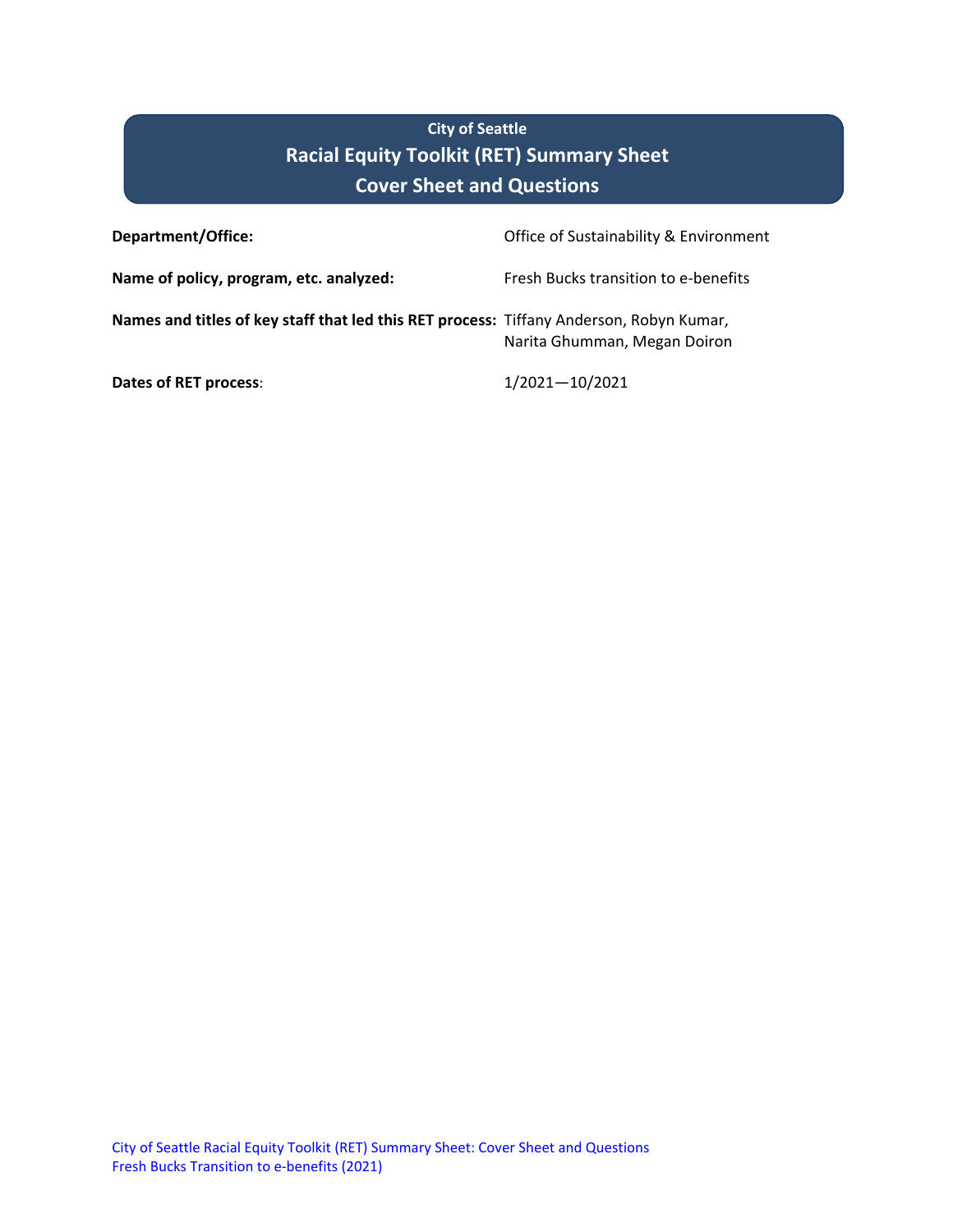City of Seattle

# Racial Equity Toolkit (RET) Summary Sheet

## Cover Sheet and Questions

| | |
|---|---|
| **Department/Office:** | Office of Sustainability & Environment |
| **Name of policy, program, etc. analyzed:** | Fresh Bucks transition to e-benefits |
| **Names and titles of key staff that led this RET process:** | Tiffany Anderson, Robyn Kumar, Narita Ghumman, Megan Doiron |
| **Dates of RET process**: | 1/2021—10/2021 |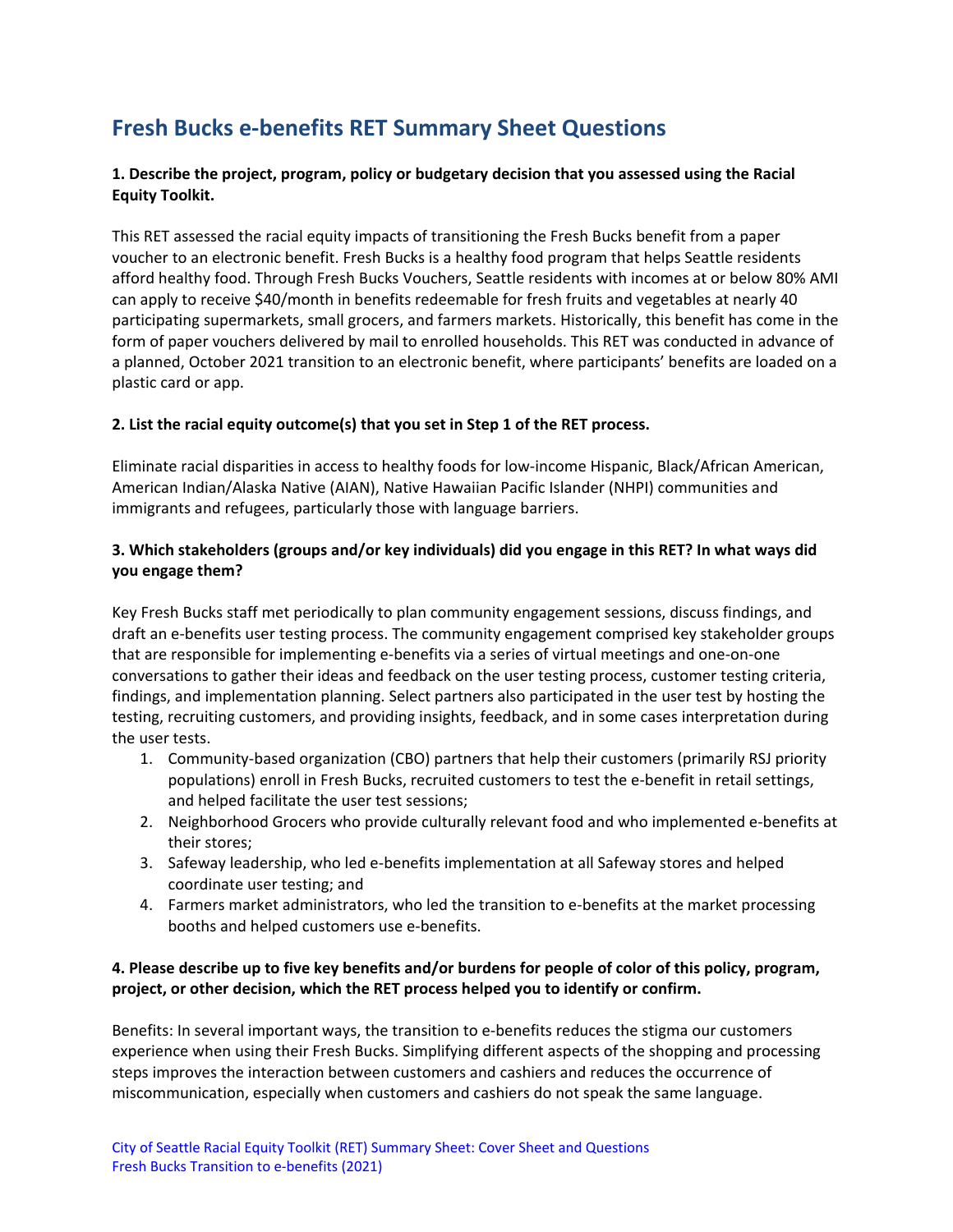## Fresh Bucks e-benefits RET Summary Sheet Questions

**1. Describe the project, program, policy or budgetary decision that you assessed using the Racial Equity Toolkit.**

This RET assessed the racial equity impacts of transitioning the Fresh Bucks benefit from a paper voucher to an electronic benefit. Fresh Bucks is a healthy food program that helps Seattle residents afford healthy food. Through Fresh Bucks Vouchers, Seattle residents with incomes at or below 80% AMI can apply to receive $40/month in benefits redeemable for fresh fruits and vegetables at nearly 40 participating supermarkets, small grocers, and farmers markets. Historically, this benefit has come in the form of paper vouchers delivered by mail to enrolled households. This RET was conducted in advance of a planned, October 2021 transition to an electronic benefit, where participants' benefits are loaded on a plastic card or app.

**2. List the racial equity outcome(s) that you set in Step 1 of the RET process.**

Eliminate racial disparities in access to healthy foods for low-income Hispanic, Black/African American, American Indian/Alaska Native (AIAN), Native Hawaiian Pacific Islander (NHPI) communities and immigrants and refugees, particularly those with language barriers.

**3. Which stakeholders (groups and/or key individuals) did you engage in this RET? In what ways did you engage them?**

Key Fresh Bucks staff met periodically to plan community engagement sessions, discuss findings, and draft an e-benefits user testing process. The community engagement comprised key stakeholder groups that are responsible for implementing e-benefits via a series of virtual meetings and one-on-one conversations to gather their ideas and feedback on the user testing process, customer testing criteria, findings, and implementation planning. Select partners also participated in the user test by hosting the testing, recruiting customers, and providing insights, feedback, and in some cases interpretation during the user tests.

1. Community-based organization (CBO) partners that help their customers (primarily RSJ priority populations) enroll in Fresh Bucks, recruited customers to test the e-benefit in retail settings, and helped facilitate the user test sessions;
2. Neighborhood Grocers who provide culturally relevant food and who implemented e-benefits at their stores;
3. Safeway leadership, who led e-benefits implementation at all Safeway stores and helped coordinate user testing; and
4. Farmers market administrators, who led the transition to e-benefits at the market processing booths and helped customers use e-benefits.

**4. Please describe up to five key benefits and/or burdens for people of color of this policy, program, project, or other decision, which the RET process helped you to identify or confirm.**

Benefits: In several important ways, the transition to e-benefits reduces the stigma our customers experience when using their Fresh Bucks. Simplifying different aspects of the shopping and processing steps improves the interaction between customers and cashiers and reduces the occurrence of miscommunication, especially when customers and cashiers do not speak the same language.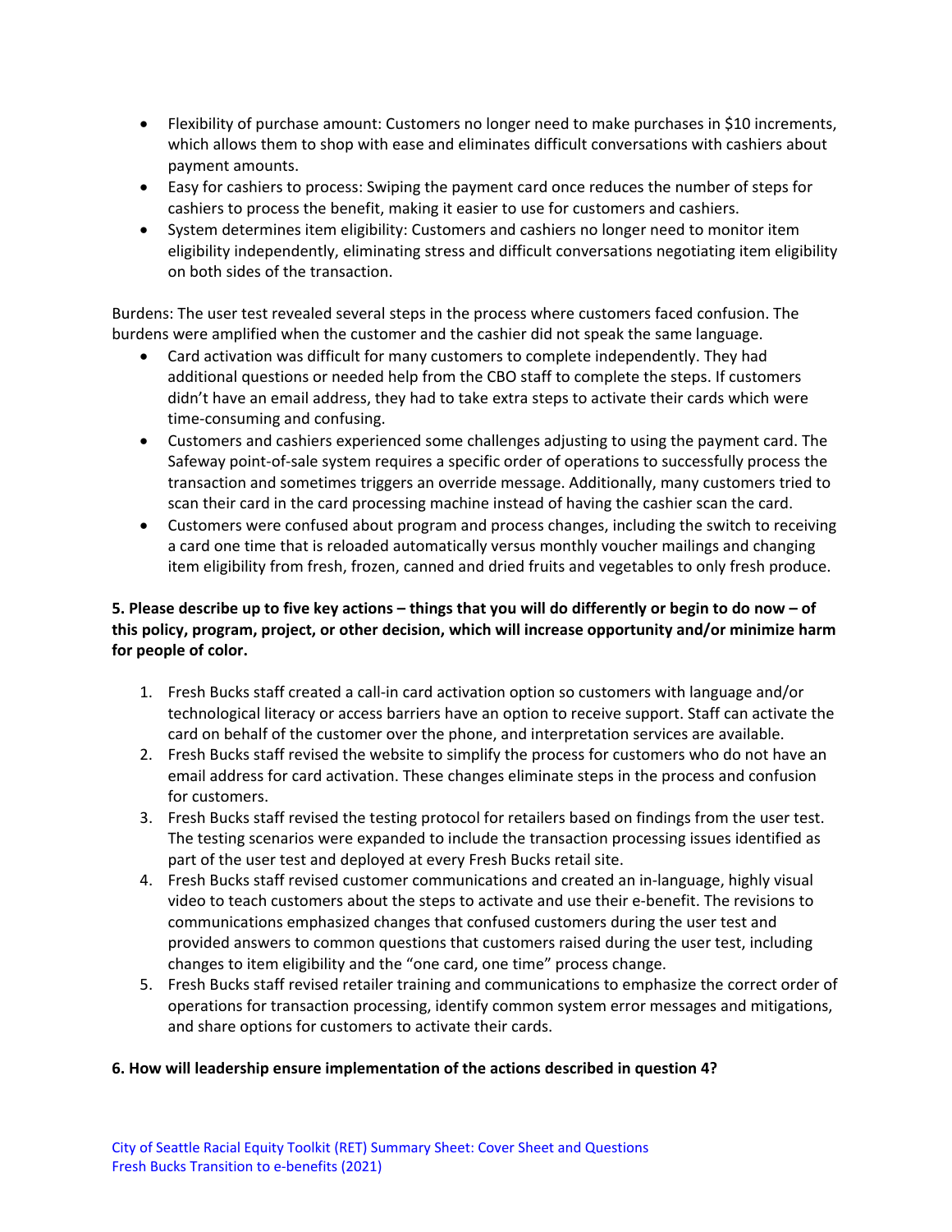- Flexibility of purchase amount: Customers no longer need to make purchases in $10 increments, which allows them to shop with ease and eliminates difficult conversations with cashiers about payment amounts.
- Easy for cashiers to process: Swiping the payment card once reduces the number of steps for cashiers to process the benefit, making it easier to use for customers and cashiers.
- System determines item eligibility: Customers and cashiers no longer need to monitor item eligibility independently, eliminating stress and difficult conversations negotiating item eligibility on both sides of the transaction.

Burdens: The user test revealed several steps in the process where customers faced confusion. The burdens were amplified when the customer and the cashier did not speak the same language.

- Card activation was difficult for many customers to complete independently. They had additional questions or needed help from the CBO staff to complete the steps. If customers didn't have an email address, they had to take extra steps to activate their cards which were time-consuming and confusing.
- Customers and cashiers experienced some challenges adjusting to using the payment card. The Safeway point-of-sale system requires a specific order of operations to successfully process the transaction and sometimes triggers an override message. Additionally, many customers tried to scan their card in the card processing machine instead of having the cashier scan the card.
- Customers were confused about program and process changes, including the switch to receiving a card one time that is reloaded automatically versus monthly voucher mailings and changing item eligibility from fresh, frozen, canned and dried fruits and vegetables to only fresh produce.

**5. Please describe up to five key actions – things that you will do differently or begin to do now – of this policy, program, project, or other decision, which will increase opportunity and/or minimize harm for people of color.**

1. Fresh Bucks staff created a call-in card activation option so customers with language and/or technological literacy or access barriers have an option to receive support. Staff can activate the card on behalf of the customer over the phone, and interpretation services are available.
2. Fresh Bucks staff revised the website to simplify the process for customers who do not have an email address for card activation. These changes eliminate steps in the process and confusion for customers.
3. Fresh Bucks staff revised the testing protocol for retailers based on findings from the user test. The testing scenarios were expanded to include the transaction processing issues identified as part of the user test and deployed at every Fresh Bucks retail site.
4. Fresh Bucks staff revised customer communications and created an in-language, highly visual video to teach customers about the steps to activate and use their e-benefit. The revisions to communications emphasized changes that confused customers during the user test and provided answers to common questions that customers raised during the user test, including changes to item eligibility and the "one card, one time" process change.
5. Fresh Bucks staff revised retailer training and communications to emphasize the correct order of operations for transaction processing, identify common system error messages and mitigations, and share options for customers to activate their cards.

**6. How will leadership ensure implementation of the actions described in question 4?**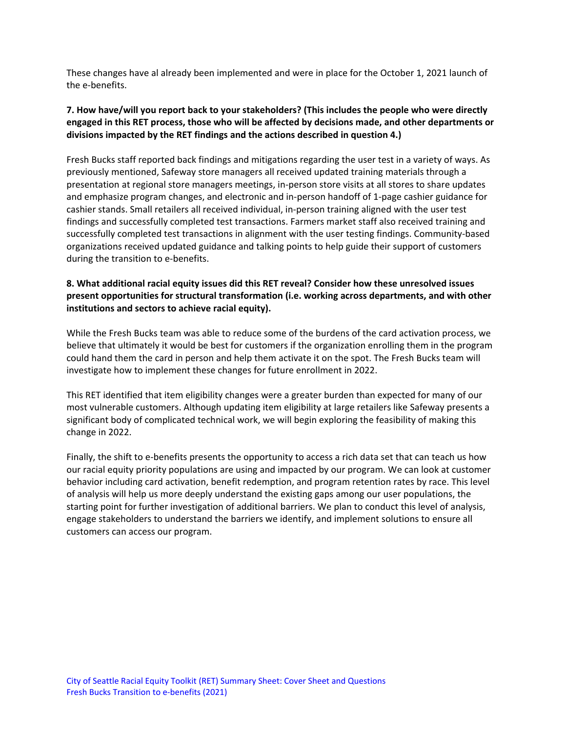These changes have al already been implemented and were in place for the October 1, 2021 launch of the e-benefits.

**7. How have/will you report back to your stakeholders? (This includes the people who were directly engaged in this RET process, those who will be affected by decisions made, and other departments or divisions impacted by the RET findings and the actions described in question 4.)**

Fresh Bucks staff reported back findings and mitigations regarding the user test in a variety of ways. As previously mentioned, Safeway store managers all received updated training materials through a presentation at regional store managers meetings, in-person store visits at all stores to share updates and emphasize program changes, and electronic and in-person handoff of 1-page cashier guidance for cashier stands. Small retailers all received individual, in-person training aligned with the user test findings and successfully completed test transactions. Farmers market staff also received training and successfully completed test transactions in alignment with the user testing findings. Community-based organizations received updated guidance and talking points to help guide their support of customers during the transition to e-benefits.

**8. What additional racial equity issues did this RET reveal? Consider how these unresolved issues present opportunities for structural transformation (i.e. working across departments, and with other institutions and sectors to achieve racial equity).**

While the Fresh Bucks team was able to reduce some of the burdens of the card activation process, we believe that ultimately it would be best for customers if the organization enrolling them in the program could hand them the card in person and help them activate it on the spot. The Fresh Bucks team will investigate how to implement these changes for future enrollment in 2022.

This RET identified that item eligibility changes were a greater burden than expected for many of our most vulnerable customers. Although updating item eligibility at large retailers like Safeway presents a significant body of complicated technical work, we will begin exploring the feasibility of making this change in 2022.

Finally, the shift to e-benefits presents the opportunity to access a rich data set that can teach us how our racial equity priority populations are using and impacted by our program. We can look at customer behavior including card activation, benefit redemption, and program retention rates by race. This level of analysis will help us more deeply understand the existing gaps among our user populations, the starting point for further investigation of additional barriers. We plan to conduct this level of analysis, engage stakeholders to understand the barriers we identify, and implement solutions to ensure all customers can access our program.